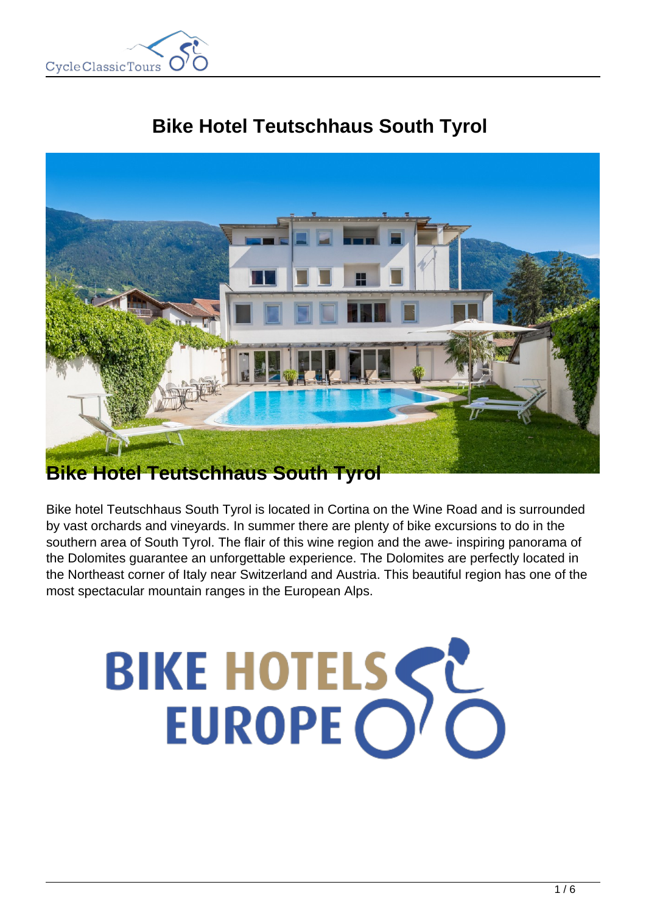# Bike Hotel Teutschhaus South Tyrol

## Bike Hotel Teutschhaus South Tyrol

Bike hotel Teutschhaus South Tyrol is located in Cortina on the Wine Road and is surrounded by vast orchards and vineyards. In summer there are plenty of bike excursions to do in the southern area of South Tyrol. The flair of this wine region and the awe- inspiring panorama of the Dolomites guarantee an unforgettable experience. The Dolomites are perfectly located in the Northeast corner of Italy near Switzerland and Austria. This beautiful region has one of the most spectacular mountain ranges in the European Alps.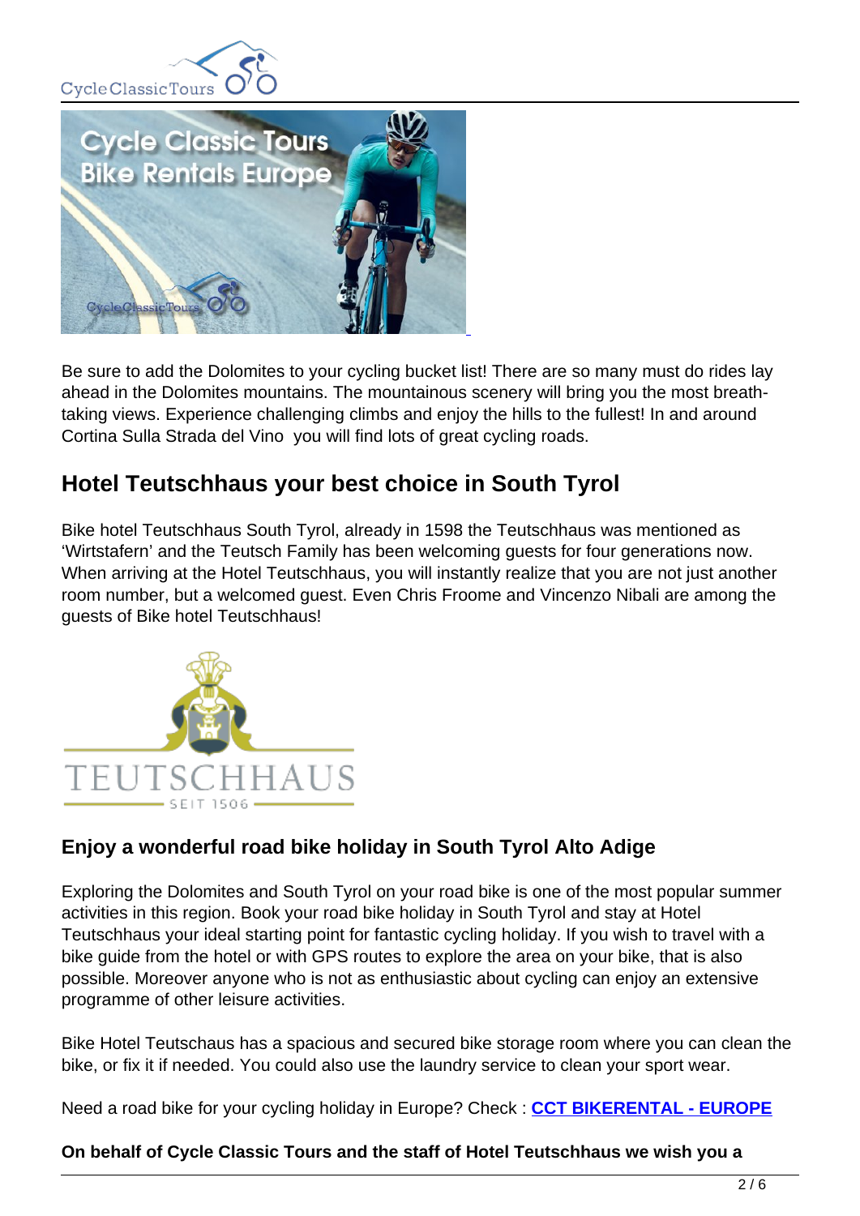Be sure to add the Dolomites to your cycling bucket list! There are so many must do rides lay ahead in the Dolomites mountains. The mountainous scenery will bring you the most breath-taking views. Experience challenging climbs and enjoy the hills to the fullest! In and around Cortina Sulla Strada del Vino  you will find lots of great cycling roads.

## Hotel Teutschhaus your best choice in South Tyrol

Bike hotel Teutschhaus South Tyrol, already in 1598 the Teutschhaus was mentioned as 'Wirtstafern' and the Teutsch Family has been welcoming guests for four generations now. When arriving at the Hotel Teutschhaus, you will instantly realize that you are not just another room number, but a welcomed guest. Even Chris Froome and Vincenzo Nibali are among the guests of Bike hotel Teutschhaus!

### Enjoy a wonderful road bike holiday in South Tyrol Alto Adige

Exploring the Dolomites and South Tyrol on your road bike is one of the most popular summer activities in this region. Book your road bike holiday in South Tyrol and stay at Hotel Teutschhaus your ideal starting point for fantastic cycling holiday. If you wish to travel with a bike guide from the hotel or with GPS routes to explore the area on your bike, that is also possible. Moreover anyone who is not as enthusiastic about cycling can enjoy an extensive programme of other leisure activities.

Bike Hotel Teutschaus has a spacious and secured bike storage room where you can clean the bike, or fix it if needed. You could also use the laundry service to clean your sport wear.

Need a road bike for your cycling holiday in Europe? Check : **CCT BIKERENTAL - EUROPE**

**On behalf of Cycle Classic Tours and the staff of Hotel Teutschhaus we wish you a**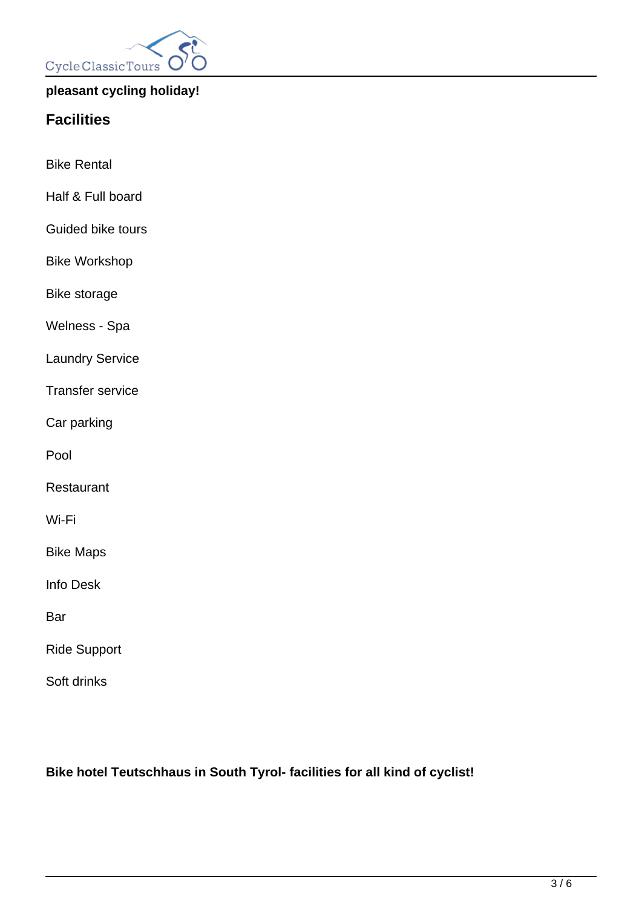**pleasant cycling holiday!**

## Facilities

Bike Rental

Half & Full board

Guided bike tours

Bike Workshop

Bike storage

Welness - Spa

Laundry Service

Transfer service

Car parking

Pool

Restaurant

Wi-Fi

Bike Maps

Info Desk

Bar

Ride Support

Soft drinks

**Bike hotel Teutschhaus in South Tyrol- facilities for all kind of cyclist!**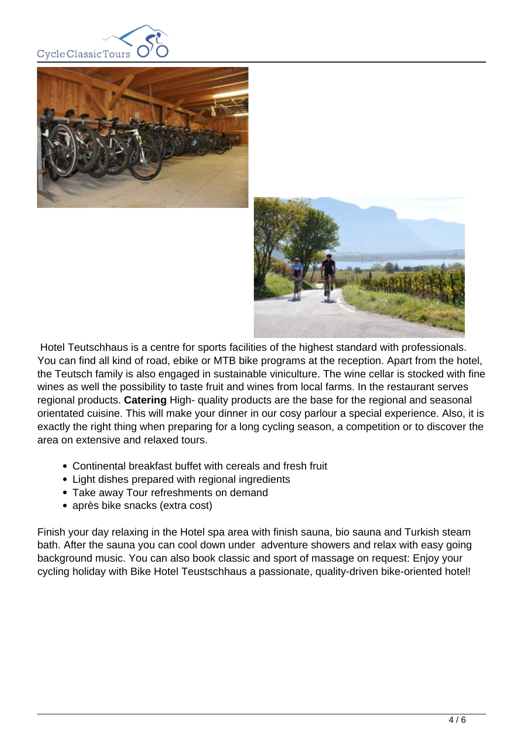Hotel Teutschhaus is a centre for sports facilities of the highest standard with professionals. You can find all kind of road, ebike or MTB bike programs at the reception. Apart from the hotel, the Teutsch family is also engaged in sustainable viniculture. The wine cellar is stocked with fine wines as well the possibility to taste fruit and wines from local farms. In the restaurant serves regional products. **Catering** High- quality products are the base for the regional and seasonal orientated cuisine. This will make your dinner in our cosy parlour a special experience. Also, it is exactly the right thing when preparing for a long cycling season, a competition or to discover the area on extensive and relaxed tours.

- Continental breakfast buffet with cereals and fresh fruit
- Light dishes prepared with regional ingredients
- Take away Tour refreshments on demand
- après bike snacks (extra cost)

Finish your day relaxing in the Hotel spa area with finish sauna, bio sauna and Turkish steam bath. After the sauna you can cool down under adventure showers and relax with easy going background music. You can also book classic and sport of massage on request: Enjoy your cycling holiday with Bike Hotel Teustschhaus a passionate, quality-driven bike-oriented hotel!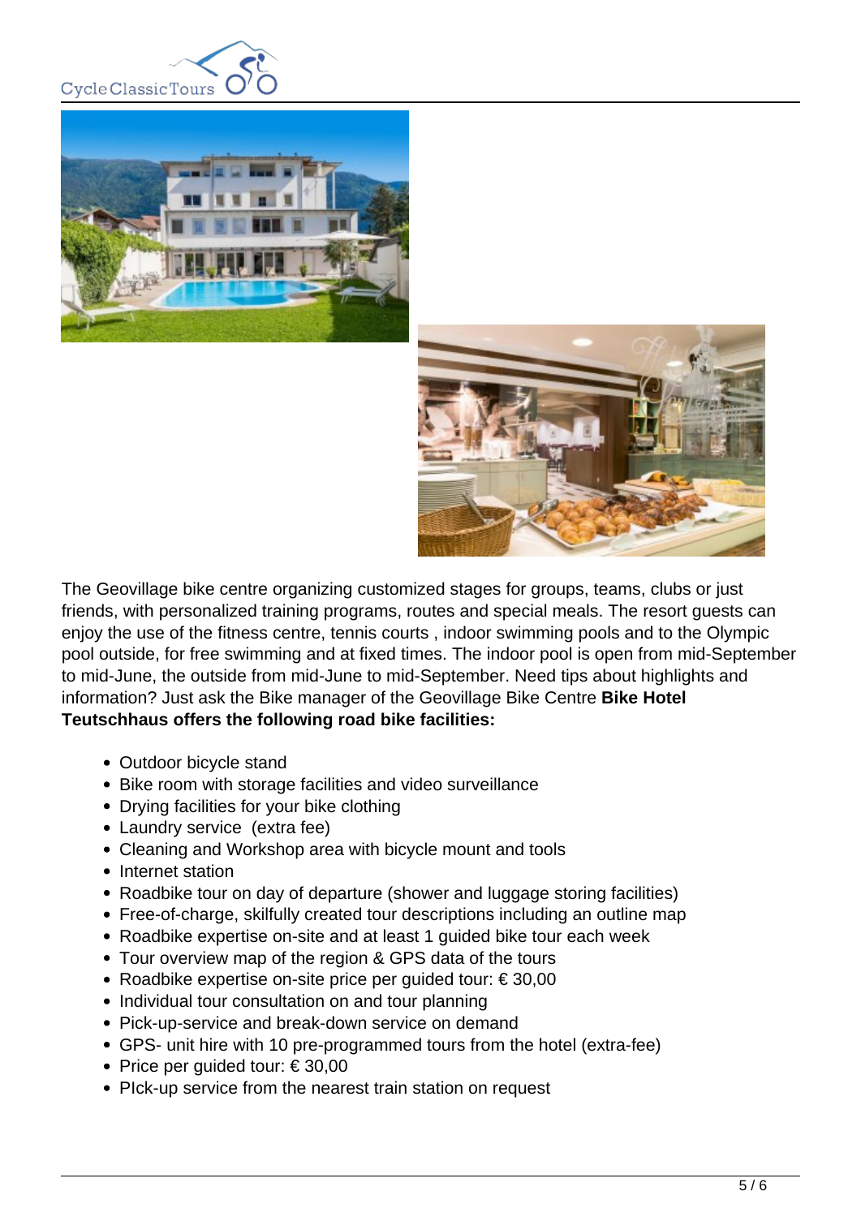The Geovillage bike centre organizing customized stages for groups, teams, clubs or just friends, with personalized training programs, routes and special meals. The resort guests can enjoy the use of the fitness centre, tennis courts , indoor swimming pools and to the Olympic pool outside, for free swimming and at fixed times. The indoor pool is open from mid-September to mid-June, the outside from mid-June to mid-September. Need tips about highlights and information? Just ask the Bike manager of the Geovillage Bike Centre **Bike Hotel Teutschhaus offers the following road bike facilities:**

- Outdoor bicycle stand
- Bike room with storage facilities and video surveillance
- Drying facilities for your bike clothing
- Laundry service (extra fee)
- Cleaning and Workshop area with bicycle mount and tools
- Internet station
- Roadbike tour on day of departure (shower and luggage storing facilities)
- Free-of-charge, skilfully created tour descriptions including an outline map
- Roadbike expertise on-site and at least 1 guided bike tour each week
- Tour overview map of the region & GPS data of the tours
- Roadbike expertise on-site price per guided tour: € 30,00
- Individual tour consultation on and tour planning
- Pick-up-service and break-down service on demand
- GPS- unit hire with 10 pre-programmed tours from the hotel (extra-fee)
- Price per guided tour: € 30,00
- PIck-up service from the nearest train station on request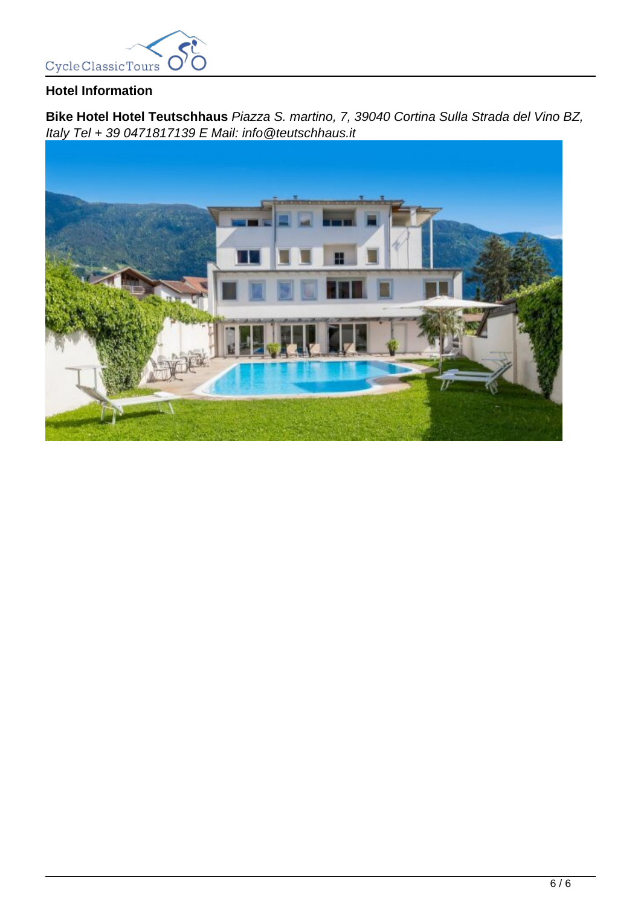## Hotel Information

**Bike Hotel Hotel Teutschhaus** *Piazza S. martino, 7, 39040 Cortina Sulla Strada del Vino BZ, Italy Tel + 39 0471817139 E Mail: info@teutschhaus.it*